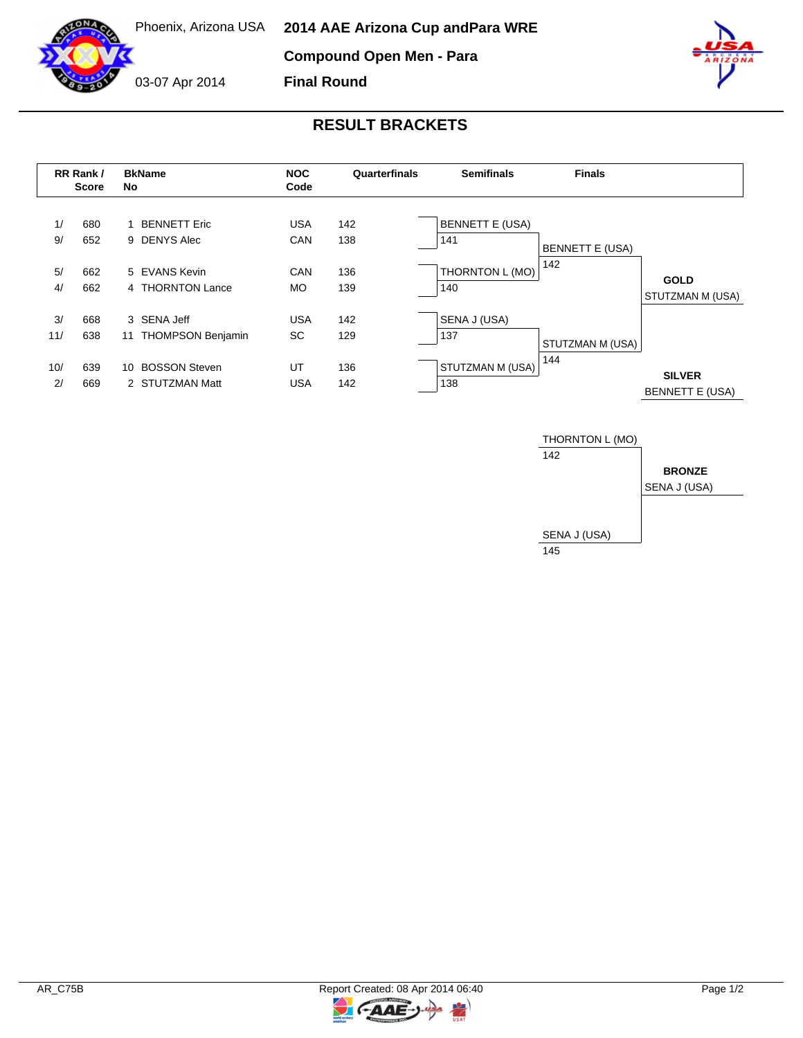Phoenix, Arizona USA

03-07 Apr 2014

# 2014 AAE Arizona Cup andPara WRE

## Compound Open Men - Para

## Final Round

## RESULT BRACKETS

| RR Rank / | Score | BkName No | | NOC Code | Quarterfinals | Semifinals | | Finals | |
|---|---|---|---|---|---|---|---|---|---|
| 1/ | 680 | 1 | BENNETT Eric | USA | 142 | BENNETT E (USA) | | | |
| 9/ | 652 | 9 | DENYS Alec | CAN | 138 | 141 | | BENNETT E (USA) | |
| 5/ | 662 | 5 | EVANS Kevin | CAN | 136 | THORNTON L (MO) | | 142 | |
| 4/ | 662 | 4 | THORNTON Lance | MO | 139 | 140 | | | |
| 3/ | 668 | 3 | SENA Jeff | USA | 142 | SENA J (USA) | | | |
| 11/ | 638 | 11 | THOMPSON Benjamin | SC | 129 | 137 | | STUTZMAN M (USA) | |
| 10/ | 639 | 10 | BOSSON Steven | UT | 136 | STUTZMAN M (USA) | | 144 | |
| 2/ | 669 | 2 | STUTZMAN Matt | USA | 142 | 138 | | | |

**GOLD**
STUTZMAN M (USA)

**SILVER**
BENNETT E (USA)

Bronze match:

| Archer | Score |
|---|---|
| THORNTON L (MO) | 142 |
| SENA J (USA) | 145 |

**BRONZE**
SENA J (USA)

AR_C75B

Report Created: 08 Apr 2014 06:40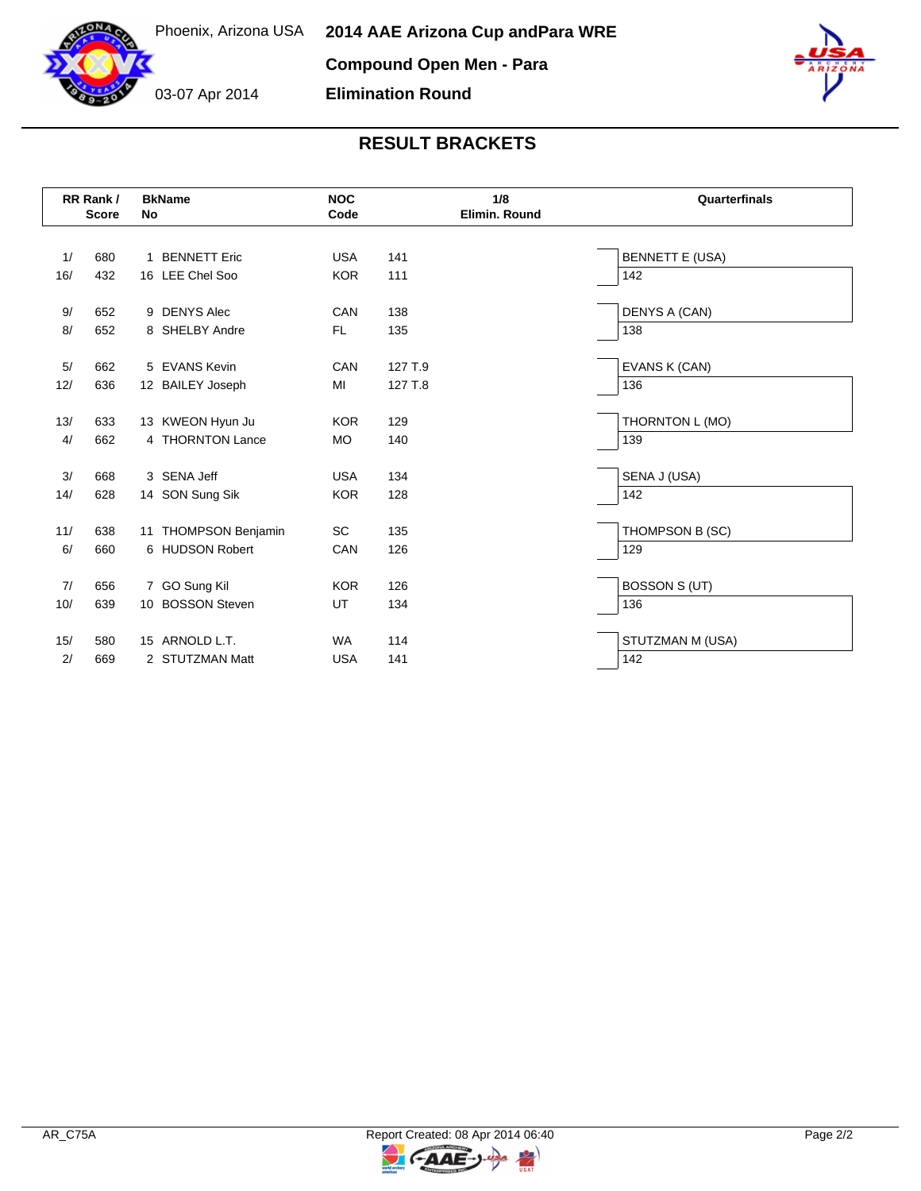Phoenix, Arizona USA

03-07 Apr 2014

# 2014 AAE Arizona Cup andPara WRE

## Compound Open Men - Para

## Elimination Round

## RESULT BRACKETS

| RR Rank / | Score | BkName No | | NOC Code | 1/8 Elimin. Round | Quarterfinals |
|---|---|---|---|---|---|---|
| 1/ | 680 | 1 | BENNETT Eric | USA | 141 | BENNETT E (USA) |
| 16/ | 432 | 16 | LEE Chel Soo | KOR | 111 | 142 |
| 9/ | 652 | 9 | DENYS Alec | CAN | 138 | DENYS A (CAN) |
| 8/ | 652 | 8 | SHELBY Andre | FL | 135 | 138 |
| 5/ | 662 | 5 | EVANS Kevin | CAN | 127 T.9 | EVANS K (CAN) |
| 12/ | 636 | 12 | BAILEY Joseph | MI | 127 T.8 | 136 |
| 13/ | 633 | 13 | KWEON Hyun Ju | KOR | 129 | THORNTON L (MO) |
| 4/ | 662 | 4 | THORNTON Lance | MO | 140 | 139 |
| 3/ | 668 | 3 | SENA Jeff | USA | 134 | SENA J (USA) |
| 14/ | 628 | 14 | SON Sung Sik | KOR | 128 | 142 |
| 11/ | 638 | 11 | THOMPSON Benjamin | SC | 135 | THOMPSON B (SC) |
| 6/ | 660 | 6 | HUDSON Robert | CAN | 126 | 129 |
| 7/ | 656 | 7 | GO Sung Kil | KOR | 126 | BOSSON S (UT) |
| 10/ | 639 | 10 | BOSSON Steven | UT | 134 | 136 |
| 15/ | 580 | 15 | ARNOLD L.T. | WA | 114 | STUTZMAN M (USA) |
| 2/ | 669 | 2 | STUTZMAN Matt | USA | 141 | 142 |

AR_C75A

Report Created: 08 Apr 2014 06:40